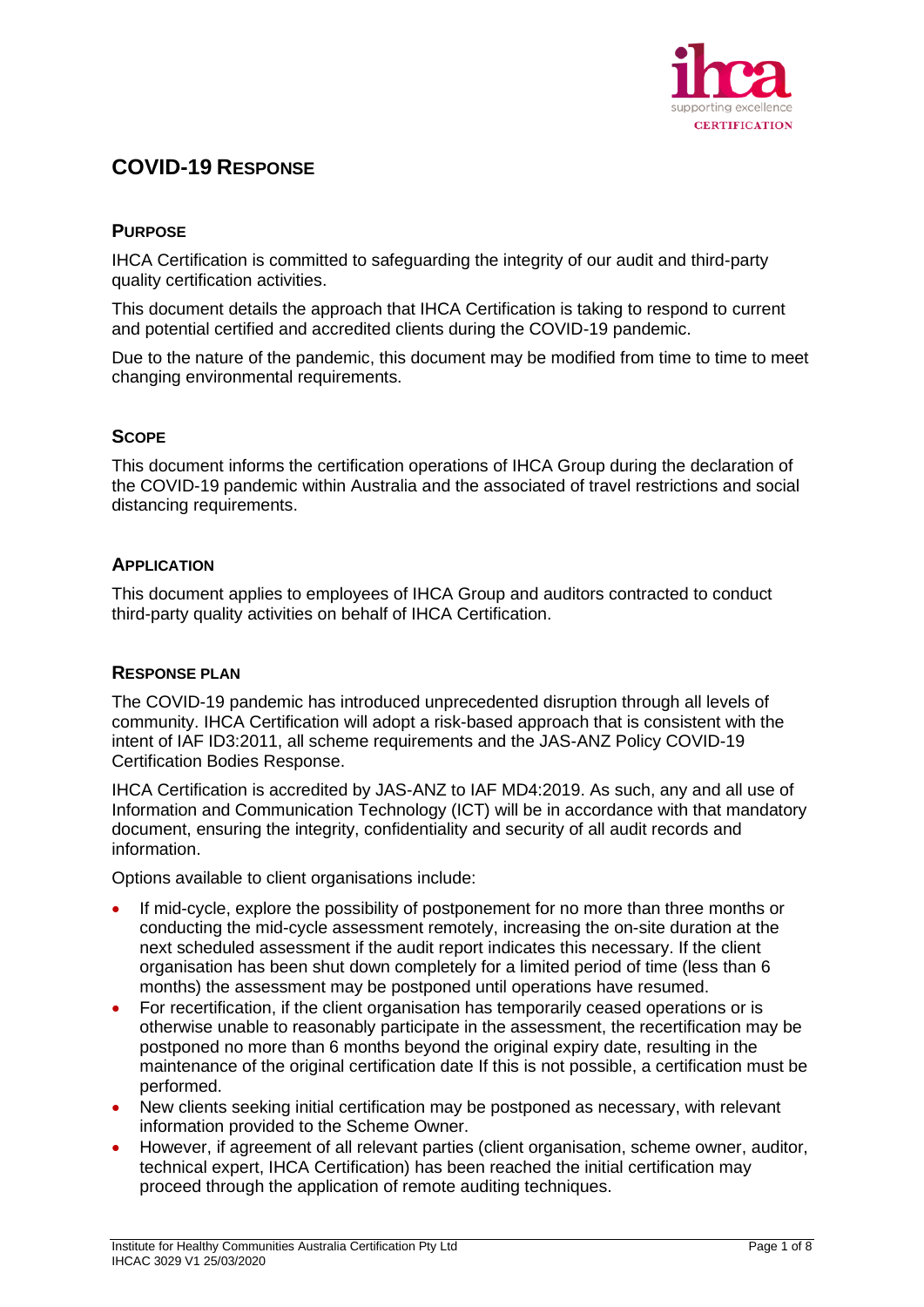# COVID-19 RESPONSE

## PURPOSE

IHCA Certification is committed to safeguarding the integrity of our audit and third-party quality certification activities.

This document details the approach that IHCA Certification is taking to respond to current and potential certified and accredited clients during the COVID-19 pandemic.

Due to the nature of the pandemic, this document may be modified from time to time to meet changing environmental requirements.

## SCOPE

This document informs the certification operations of IHCA Group during the declaration of the COVID-19 pandemic within Australia and the associated of travel restrictions and social distancing requirements.

## APPLICATION

This document applies to employees of IHCA Group and auditors contracted to conduct third-party quality activities on behalf of IHCA Certification.

## RESPONSE PLAN

The COVID-19 pandemic has introduced unprecedented disruption through all levels of community. IHCA Certification will adopt a risk-based approach that is consistent with the intent of IAF ID3:2011, all scheme requirements and the JAS-ANZ Policy COVID-19 Certification Bodies Response.

IHCA Certification is accredited by JAS-ANZ to IAF MD4:2019. As such, any and all use of Information and Communication Technology (ICT) will be in accordance with that mandatory document, ensuring the integrity, confidentiality and security of all audit records and information.

Options available to client organisations include:

- If mid-cycle, explore the possibility of postponement for no more than three months or conducting the mid-cycle assessment remotely, increasing the on-site duration at the next scheduled assessment if the audit report indicates this necessary. If the client organisation has been shut down completely for a limited period of time (less than 6 months) the assessment may be postponed until operations have resumed.
- For recertification, if the client organisation has temporarily ceased operations or is otherwise unable to reasonably participate in the assessment, the recertification may be postponed no more than 6 months beyond the original expiry date, resulting in the maintenance of the original certification date If this is not possible, a certification must be performed.
- New clients seeking initial certification may be postponed as necessary, with relevant information provided to the Scheme Owner.
- However, if agreement of all relevant parties (client organisation, scheme owner, auditor, technical expert, IHCA Certification) has been reached the initial certification may proceed through the application of remote auditing techniques.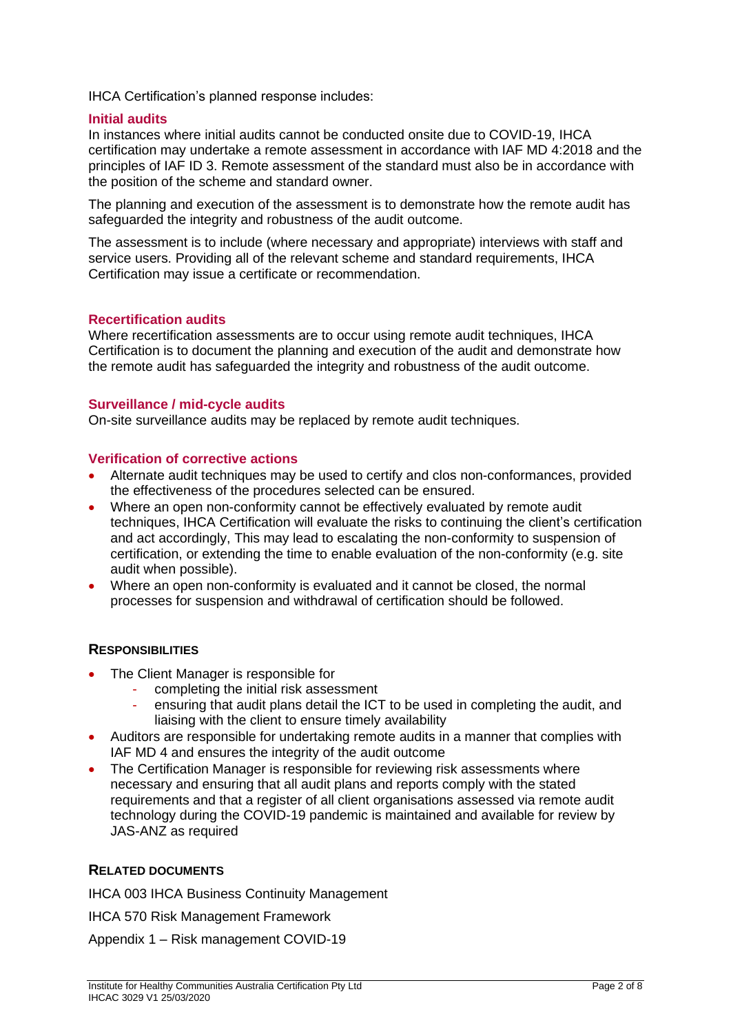IHCA Certification's planned response includes:

### Initial audits

In instances where initial audits cannot be conducted onsite due to COVID-19, IHCA certification may undertake a remote assessment in accordance with IAF MD 4:2018 and the principles of IAF ID 3. Remote assessment of the standard must also be in accordance with the position of the scheme and standard owner.

The planning and execution of the assessment is to demonstrate how the remote audit has safeguarded the integrity and robustness of the audit outcome.

The assessment is to include (where necessary and appropriate) interviews with staff and service users. Providing all of the relevant scheme and standard requirements, IHCA Certification may issue a certificate or recommendation.

### Recertification audits

Where recertification assessments are to occur using remote audit techniques, IHCA Certification is to document the planning and execution of the audit and demonstrate how the remote audit has safeguarded the integrity and robustness of the audit outcome.

### Surveillance / mid-cycle audits

On-site surveillance audits may be replaced by remote audit techniques.

### Verification of corrective actions

- Alternate audit techniques may be used to certify and clos non-conformances, provided the effectiveness of the procedures selected can be ensured.
- Where an open non-conformity cannot be effectively evaluated by remote audit techniques, IHCA Certification will evaluate the risks to continuing the client's certification and act accordingly, This may lead to escalating the non-conformity to suspension of certification, or extending the time to enable evaluation of the non-conformity (e.g. site audit when possible).
- Where an open non-conformity is evaluated and it cannot be closed, the normal processes for suspension and withdrawal of certification should be followed.

## RESPONSIBILITIES

- The Client Manager is responsible for
  - completing the initial risk assessment
  - ensuring that audit plans detail the ICT to be used in completing the audit, and liaising with the client to ensure timely availability
- Auditors are responsible for undertaking remote audits in a manner that complies with IAF MD 4 and ensures the integrity of the audit outcome
- The Certification Manager is responsible for reviewing risk assessments where necessary and ensuring that all audit plans and reports comply with the stated requirements and that a register of all client organisations assessed via remote audit technology during the COVID-19 pandemic is maintained and available for review by JAS-ANZ as required

## RELATED DOCUMENTS

IHCA 003 IHCA Business Continuity Management

IHCA 570 Risk Management Framework

Appendix 1 – Risk management COVID-19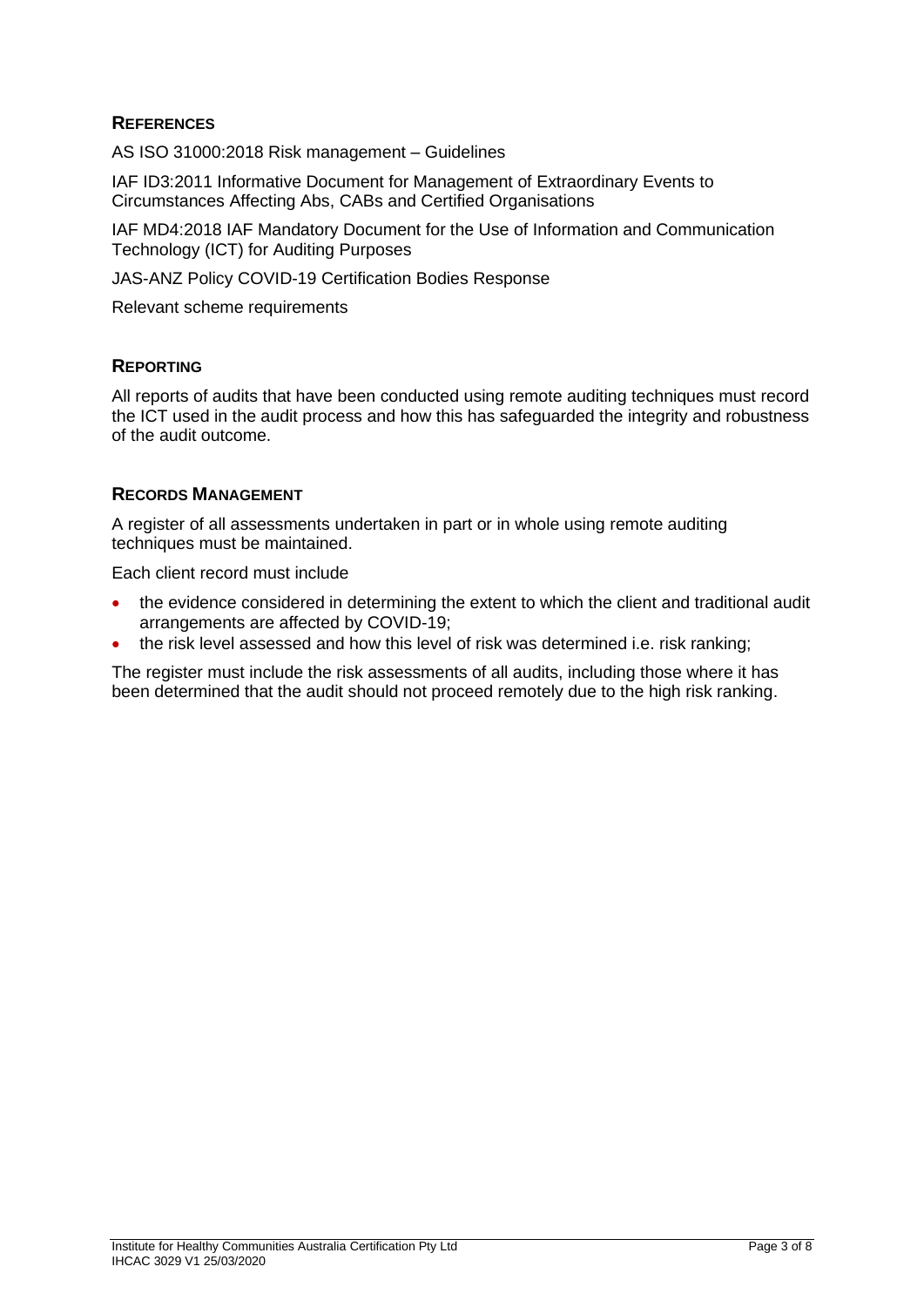## References

AS ISO 31000:2018 Risk management – Guidelines

IAF ID3:2011 Informative Document for Management of Extraordinary Events to Circumstances Affecting Abs, CABs and Certified Organisations

IAF MD4:2018 IAF Mandatory Document for the Use of Information and Communication Technology (ICT) for Auditing Purposes

JAS-ANZ Policy COVID-19 Certification Bodies Response

Relevant scheme requirements

## Reporting

All reports of audits that have been conducted using remote auditing techniques must record the ICT used in the audit process and how this has safeguarded the integrity and robustness of the audit outcome.

## Records Management

A register of all assessments undertaken in part or in whole using remote auditing techniques must be maintained.

Each client record must include

- the evidence considered in determining the extent to which the client and traditional audit arrangements are affected by COVID-19;
- the risk level assessed and how this level of risk was determined i.e. risk ranking;

The register must include the risk assessments of all audits, including those where it has been determined that the audit should not proceed remotely due to the high risk ranking.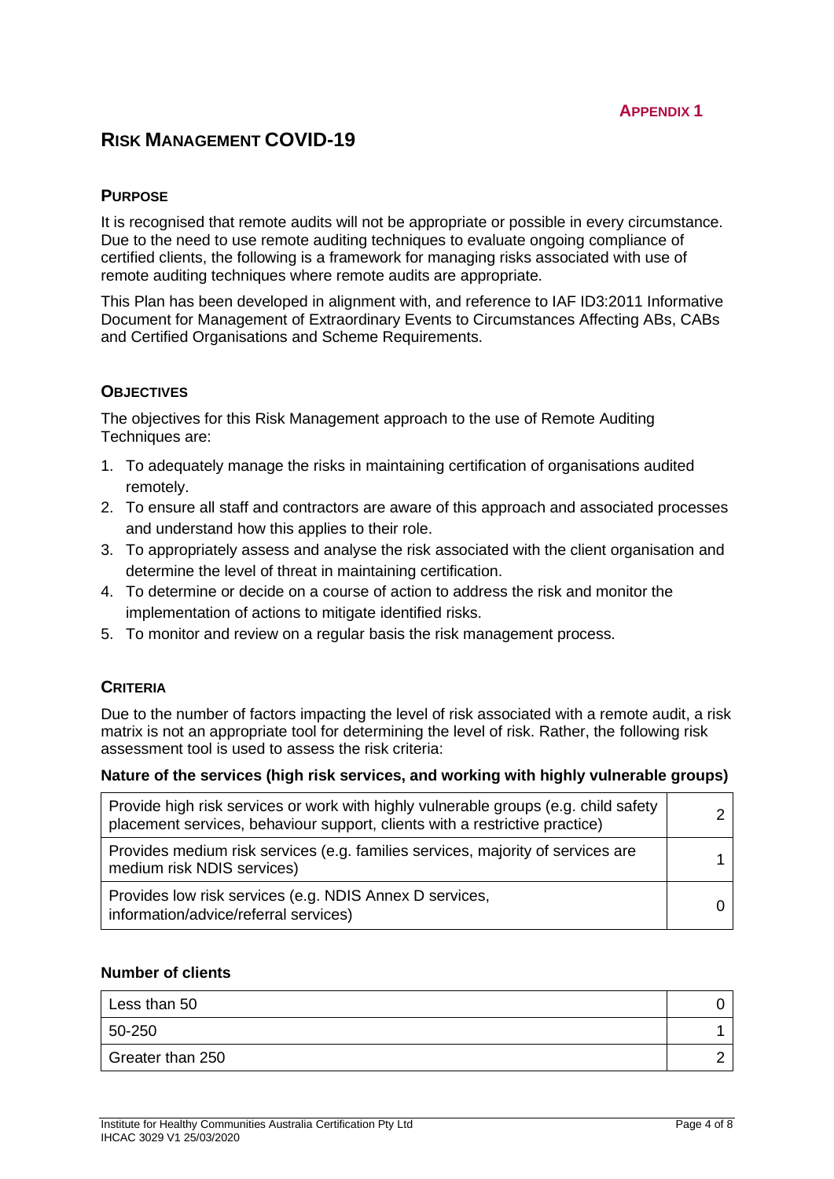**APPENDIX 1**

# RISK MANAGEMENT COVID-19

## PURPOSE

It is recognised that remote audits will not be appropriate or possible in every circumstance. Due to the need to use remote auditing techniques to evaluate ongoing compliance of certified clients, the following is a framework for managing risks associated with use of remote auditing techniques where remote audits are appropriate.

This Plan has been developed in alignment with, and reference to IAF ID3:2011 Informative Document for Management of Extraordinary Events to Circumstances Affecting ABs, CABs and Certified Organisations and Scheme Requirements.

## OBJECTIVES

The objectives for this Risk Management approach to the use of Remote Auditing Techniques are:

1. To adequately manage the risks in maintaining certification of organisations audited remotely.
2. To ensure all staff and contractors are aware of this approach and associated processes and understand how this applies to their role.
3. To appropriately assess and analyse the risk associated with the client organisation and determine the level of threat in maintaining certification.
4. To determine or decide on a course of action to address the risk and monitor the implementation of actions to mitigate identified risks.
5. To monitor and review on a regular basis the risk management process.

## CRITERIA

Due to the number of factors impacting the level of risk associated with a remote audit, a risk matrix is not an appropriate tool for determining the level of risk. Rather, the following risk assessment tool is used to assess the risk criteria:

**Nature of the services (high risk services, and working with highly vulnerable groups)**

| | |
|---|---|
| Provide high risk services or work with highly vulnerable groups (e.g. child safety placement services, behaviour support, clients with a restrictive practice) | 2 |
| Provides medium risk services (e.g. families services, majority of services are medium risk NDIS services) | 1 |
| Provides low risk services (e.g. NDIS Annex D services, information/advice/referral services) | 0 |

**Number of clients**

| | |
|---|---|
| Less than 50 | 0 |
| 50-250 | 1 |
| Greater than 250 | 2 |

Institute for Healthy Communities Australia Certification Pty Ltd
IHCAC 3029 V1 25/03/2020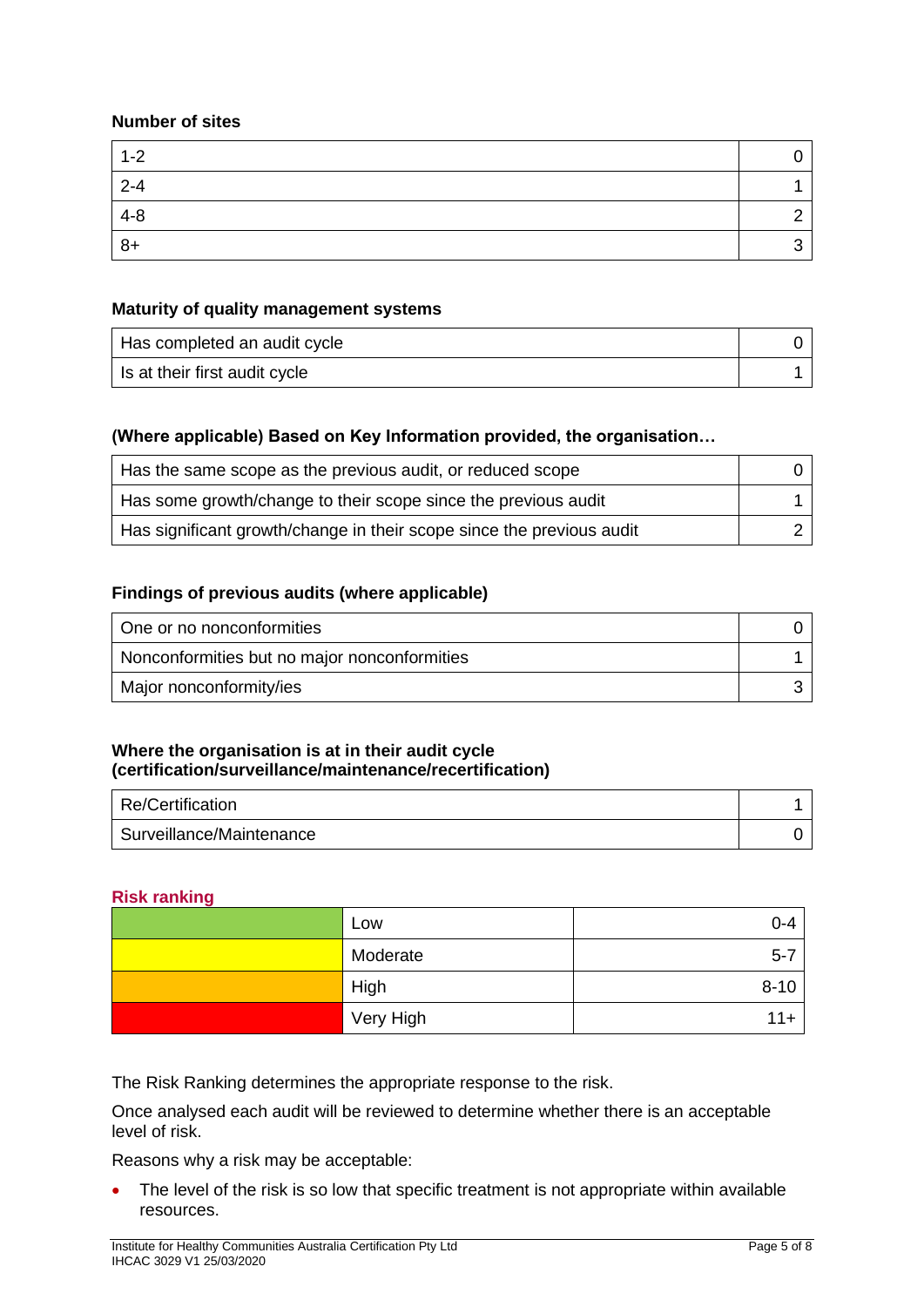**Number of sites**

| | |
|---|---|
| 1-2 | 0 |
| 2-4 | 1 |
| 4-8 | 2 |
| 8+ | 3 |

**Maturity of quality management systems**

| | |
|---|---|
| Has completed an audit cycle | 0 |
| Is at their first audit cycle | 1 |

**(Where applicable) Based on Key Information provided, the organisation…**

| | |
|---|---|
| Has the same scope as the previous audit, or reduced scope | 0 |
| Has some growth/change to their scope since the previous audit | 1 |
| Has significant growth/change in their scope since the previous audit | 2 |

**Findings of previous audits (where applicable)**

| | |
|---|---|
| One or no nonconformities | 0 |
| Nonconformities but no major nonconformities | 1 |
| Major nonconformity/ies | 3 |

**Where the organisation is at in their audit cycle (certification/surveillance/maintenance/recertification)**

| | |
|---|---|
| Re/Certification | 1 |
| Surveillance/Maintenance | 0 |

**Risk ranking**

| | | |
|---|---|---|
| | Low | 0-4 |
| | Moderate | 5-7 |
| | High | 8-10 |
| | Very High | 11+ |

The Risk Ranking determines the appropriate response to the risk.

Once analysed each audit will be reviewed to determine whether there is an acceptable level of risk.

Reasons why a risk may be acceptable:

- The level of the risk is so low that specific treatment is not appropriate within available resources.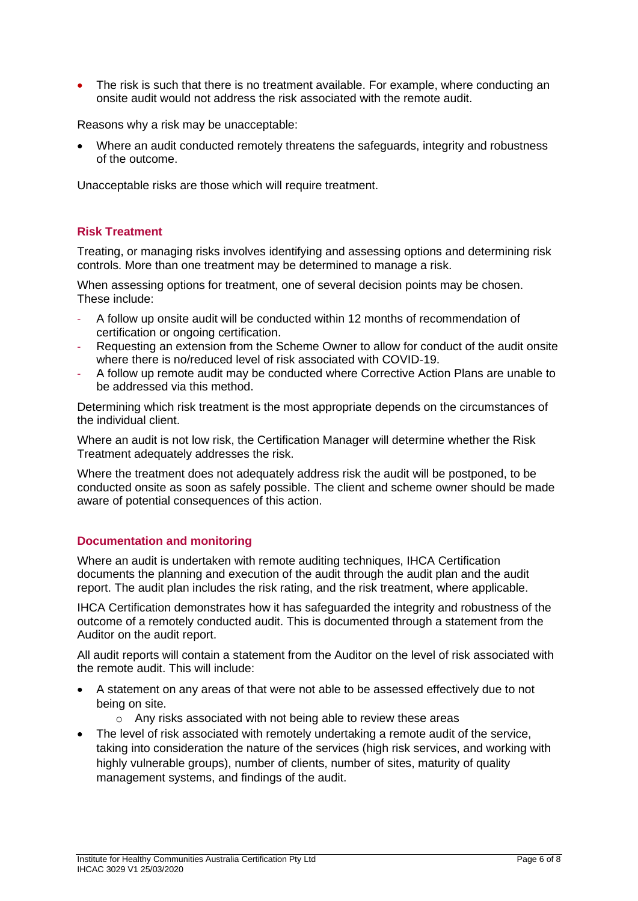- The risk is such that there is no treatment available. For example, where conducting an onsite audit would not address the risk associated with the remote audit.

Reasons why a risk may be unacceptable:

- Where an audit conducted remotely threatens the safeguards, integrity and robustness of the outcome.

Unacceptable risks are those which will require treatment.

### Risk Treatment

Treating, or managing risks involves identifying and assessing options and determining risk controls. More than one treatment may be determined to manage a risk.

When assessing options for treatment, one of several decision points may be chosen. These include:

- A follow up onsite audit will be conducted within 12 months of recommendation of certification or ongoing certification.
- Requesting an extension from the Scheme Owner to allow for conduct of the audit onsite where there is no/reduced level of risk associated with COVID-19.
- A follow up remote audit may be conducted where Corrective Action Plans are unable to be addressed via this method.

Determining which risk treatment is the most appropriate depends on the circumstances of the individual client.

Where an audit is not low risk, the Certification Manager will determine whether the Risk Treatment adequately addresses the risk.

Where the treatment does not adequately address risk the audit will be postponed, to be conducted onsite as soon as safely possible. The client and scheme owner should be made aware of potential consequences of this action.

### Documentation and monitoring

Where an audit is undertaken with remote auditing techniques, IHCA Certification documents the planning and execution of the audit through the audit plan and the audit report. The audit plan includes the risk rating, and the risk treatment, where applicable.

IHCA Certification demonstrates how it has safeguarded the integrity and robustness of the outcome of a remotely conducted audit. This is documented through a statement from the Auditor on the audit report.

All audit reports will contain a statement from the Auditor on the level of risk associated with the remote audit. This will include:

- A statement on any areas of that were not able to be assessed effectively due to not being on site.
  - Any risks associated with not being able to review these areas
- The level of risk associated with remotely undertaking a remote audit of the service, taking into consideration the nature of the services (high risk services, and working with highly vulnerable groups), number of clients, number of sites, maturity of quality management systems, and findings of the audit.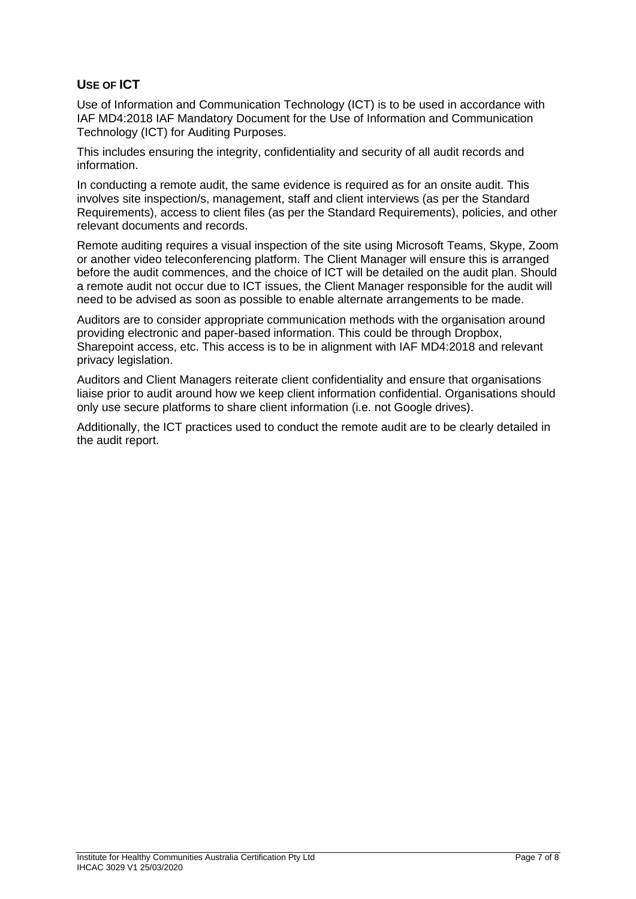## USE OF ICT

Use of Information and Communication Technology (ICT) is to be used in accordance with IAF MD4:2018 IAF Mandatory Document for the Use of Information and Communication Technology (ICT) for Auditing Purposes.

This includes ensuring the integrity, confidentiality and security of all audit records and information.

In conducting a remote audit, the same evidence is required as for an onsite audit. This involves site inspection/s, management, staff and client interviews (as per the Standard Requirements), access to client files (as per the Standard Requirements), policies, and other relevant documents and records.

Remote auditing requires a visual inspection of the site using Microsoft Teams, Skype, Zoom or another video teleconferencing platform. The Client Manager will ensure this is arranged before the audit commences, and the choice of ICT will be detailed on the audit plan. Should a remote audit not occur due to ICT issues, the Client Manager responsible for the audit will need to be advised as soon as possible to enable alternate arrangements to be made.

Auditors are to consider appropriate communication methods with the organisation around providing electronic and paper-based information. This could be through Dropbox, Sharepoint access, etc. This access is to be in alignment with IAF MD4:2018 and relevant privacy legislation.

Auditors and Client Managers reiterate client confidentiality and ensure that organisations liaise prior to audit around how we keep client information confidential. Organisations should only use secure platforms to share client information (i.e. not Google drives).

Additionally, the ICT practices used to conduct the remote audit are to be clearly detailed in the audit report.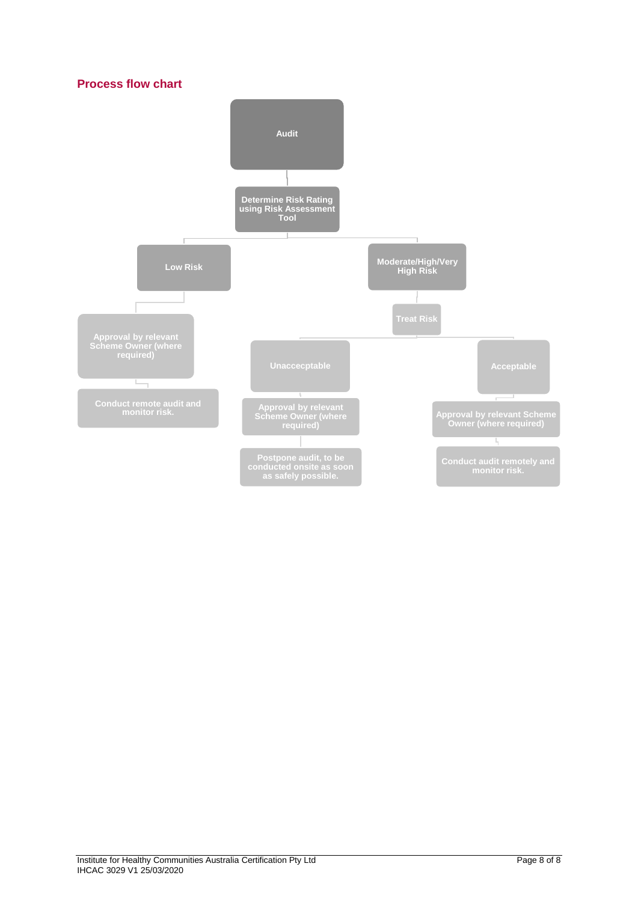## Process flow chart

Audit

Determine Risk Rating using Risk Assessment Tool

Low Risk

Moderate/High/Very High Risk

Approval by relevant Scheme Owner (where required)

Conduct remote audit and monitor risk.

Treat Risk

Unaccecptable

Acceptable

Approval by relevant Scheme Owner (where required)

Postpone audit, to be conducted onsite as soon as safely possible.

Approval by relevant Scheme Owner (where required)

Conduct audit remotely and monitor risk.